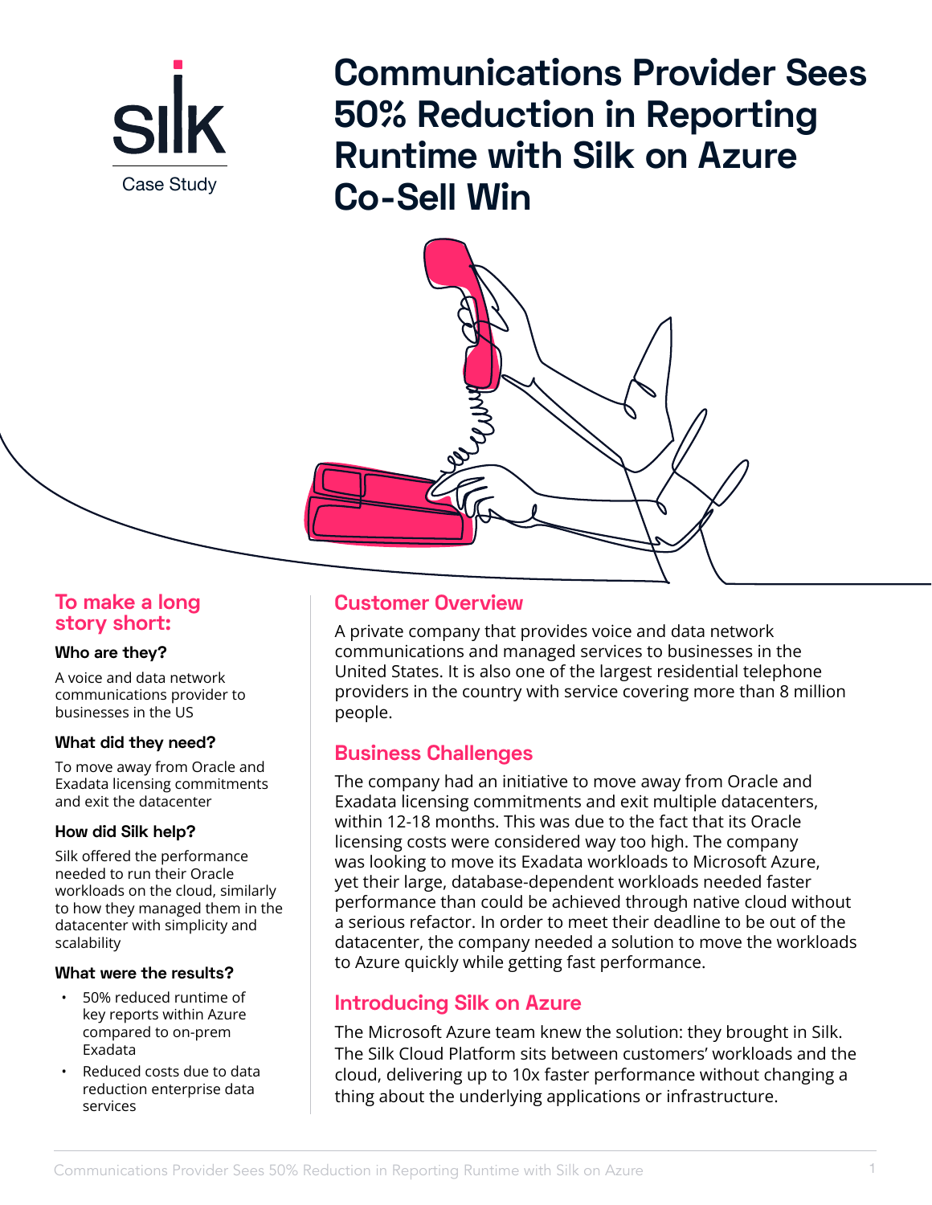Silk

Case Study

# Communications Provider Sees 50% Reduction in Reporting Runtime with Silk on Azure Co-Sell Win

## To make a long story short:

### Who are they?

A voice and data network communications provider to businesses in the US

### What did they need?

To move away from Oracle and Exadata licensing commitments and exit the datacenter

### How did Silk help?

Silk offered the performance needed to run their Oracle workloads on the cloud, similarly to how they managed them in the datacenter with simplicity and scalability

### What were the results?

- 50% reduced runtime of key reports within Azure compared to on-prem Exadata
- Reduced costs due to data reduction enterprise data services

## Customer Overview

A private company that provides voice and data network communications and managed services to businesses in the United States. It is also one of the largest residential telephone providers in the country with service covering more than 8 million people.

## Business Challenges

The company had an initiative to move away from Oracle and Exadata licensing commitments and exit multiple datacenters, within 12-18 months. This was due to the fact that its Oracle licensing costs were considered way too high. The company was looking to move its Exadata workloads to Microsoft Azure, yet their large, database-dependent workloads needed faster performance than could be achieved through native cloud without a serious refactor. In order to meet their deadline to be out of the datacenter, the company needed a solution to move the workloads to Azure quickly while getting fast performance.

## Introducing Silk on Azure

The Microsoft Azure team knew the solution: they brought in Silk. The Silk Cloud Platform sits between customers' workloads and the cloud, delivering up to 10x faster performance without changing a thing about the underlying applications or infrastructure.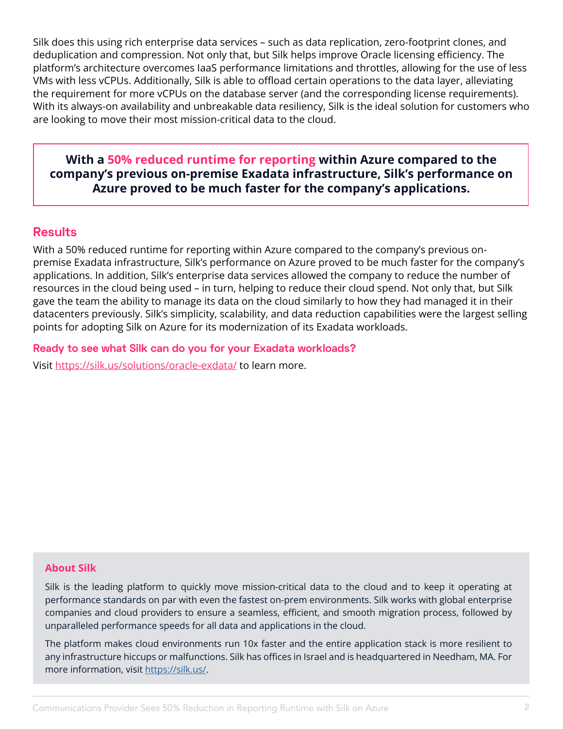Silk does this using rich enterprise data services – such as data replication, zero-footprint clones, and deduplication and compression. Not only that, but Silk helps improve Oracle licensing efficiency. The platform's architecture overcomes IaaS performance limitations and throttles, allowing for the use of less VMs with less vCPUs. Additionally, Silk is able to offload certain operations to the data layer, alleviating the requirement for more vCPUs on the database server (and the corresponding license requirements). With its always-on availability and unbreakable data resiliency, Silk is the ideal solution for customers who are looking to move their most mission-critical data to the cloud.

**With a 50% reduced runtime for reporting within Azure compared to the company's previous on-premise Exadata infrastructure, Silk's performance on Azure proved to be much faster for the company's applications.**

## Results

With a 50% reduced runtime for reporting within Azure compared to the company's previous on-premise Exadata infrastructure, Silk's performance on Azure proved to be much faster for the company's applications. In addition, Silk's enterprise data services allowed the company to reduce the number of resources in the cloud being used – in turn, helping to reduce their cloud spend. Not only that, but Silk gave the team the ability to manage its data on the cloud similarly to how they had managed it in their datacenters previously. Silk's simplicity, scalability, and data reduction capabilities were the largest selling points for adopting Silk on Azure for its modernization of its Exadata workloads.

**Ready to see what Silk can do you for your Exadata workloads?**

Visit https://silk.us/solutions/oracle-exdata/ to learn more.

### About Silk

Silk is the leading platform to quickly move mission-critical data to the cloud and to keep it operating at performance standards on par with even the fastest on-prem environments. Silk works with global enterprise companies and cloud providers to ensure a seamless, efficient, and smooth migration process, followed by unparalleled performance speeds for all data and applications in the cloud.

The platform makes cloud environments run 10x faster and the entire application stack is more resilient to any infrastructure hiccups or malfunctions. Silk has offices in Israel and is headquartered in Needham, MA. For more information, visit https://silk.us/.